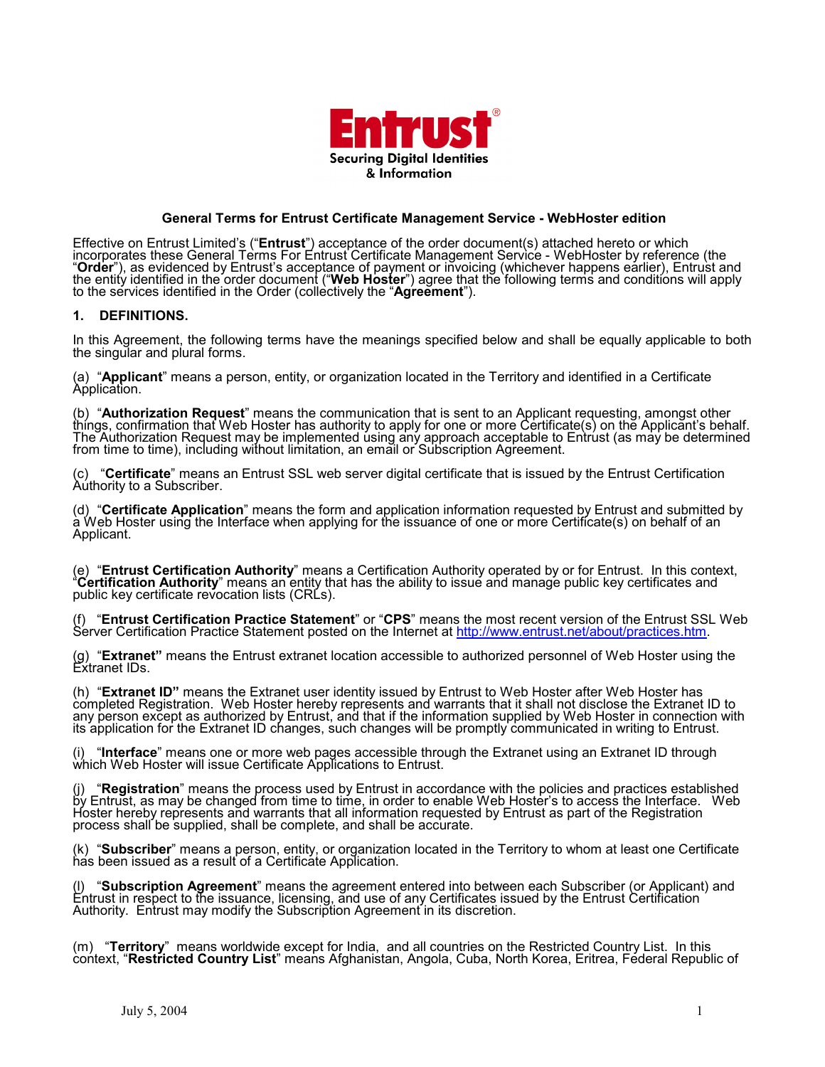Entrust®

Securing Digital Identities & Information

## General Terms for Entrust Certificate Management Service - WebHoster edition

Effective on Entrust Limited's ("**Entrust**") acceptance of the order document(s) attached hereto or which incorporates these General Terms For Entrust Certificate Management Service - WebHoster by reference (the "**Order**"), as evidenced by Entrust's acceptance of payment or invoicing (whichever happens earlier), Entrust and the entity identified in the order document ("**Web Hoster**") agree that the following terms and conditions will apply to the services identified in the Order (collectively the "**Agreement**").

### 1. DEFINITIONS.

In this Agreement, the following terms have the meanings specified below and shall be equally applicable to both the singular and plural forms.

(a) "**Applicant**" means a person, entity, or organization located in the Territory and identified in a Certificate Application.

(b) "**Authorization Request**" means the communication that is sent to an Applicant requesting, amongst other things, confirmation that Web Hoster has authority to apply for one or more Certificate(s) on the Applicant's behalf. The Authorization Request may be implemented using any approach acceptable to Entrust (as may be determined from time to time), including without limitation, an email or Subscription Agreement.

(c) "**Certificate**" means an Entrust SSL web server digital certificate that is issued by the Entrust Certification Authority to a Subscriber.

(d) "**Certificate Application**" means the form and application information requested by Entrust and submitted by a Web Hoster using the Interface when applying for the issuance of one or more Certificate(s) on behalf of an Applicant.

(e) "**Entrust Certification Authority**" means a Certification Authority operated by or for Entrust. In this context, "**Certification Authority**" means an entity that has the ability to issue and manage public key certificates and public key certificate revocation lists (CRLs).

(f) "**Entrust Certification Practice Statement**" or "**CPS**" means the most recent version of the Entrust SSL Web Server Certification Practice Statement posted on the Internet at http://www.entrust.net/about/practices.htm.

(g) "**Extranet"** means the Entrust extranet location accessible to authorized personnel of Web Hoster using the Extranet IDs.

(h) "**Extranet ID"** means the Extranet user identity issued by Entrust to Web Hoster after Web Hoster has completed Registration. Web Hoster hereby represents and warrants that it shall not disclose the Extranet ID to any person except as authorized by Entrust, and that if the information supplied by Web Hoster in connection with its application for the Extranet ID changes, such changes will be promptly communicated in writing to Entrust.

(i) "**Interface**" means one or more web pages accessible through the Extranet using an Extranet ID through which Web Hoster will issue Certificate Applications to Entrust.

(j) "**Registration**" means the process used by Entrust in accordance with the policies and practices established by Entrust, as may be changed from time to time, in order to enable Web Hoster's to access the Interface. Web Hoster hereby represents and warrants that all information requested by Entrust as part of the Registration process shall be supplied, shall be complete, and shall be accurate.

(k) "**Subscriber**" means a person, entity, or organization located in the Territory to whom at least one Certificate has been issued as a result of a Certificate Application.

(l) "**Subscription Agreement**" means the agreement entered into between each Subscriber (or Applicant) and Entrust in respect to the issuance, licensing, and use of any Certificates issued by the Entrust Certification Authority. Entrust may modify the Subscription Agreement in its discretion.

(m) "**Territory**" means worldwide except for India, and all countries on the Restricted Country List. In this context, "**Restricted Country List**" means Afghanistan, Angola, Cuba, North Korea, Eritrea, Federal Republic of

July 5, 2004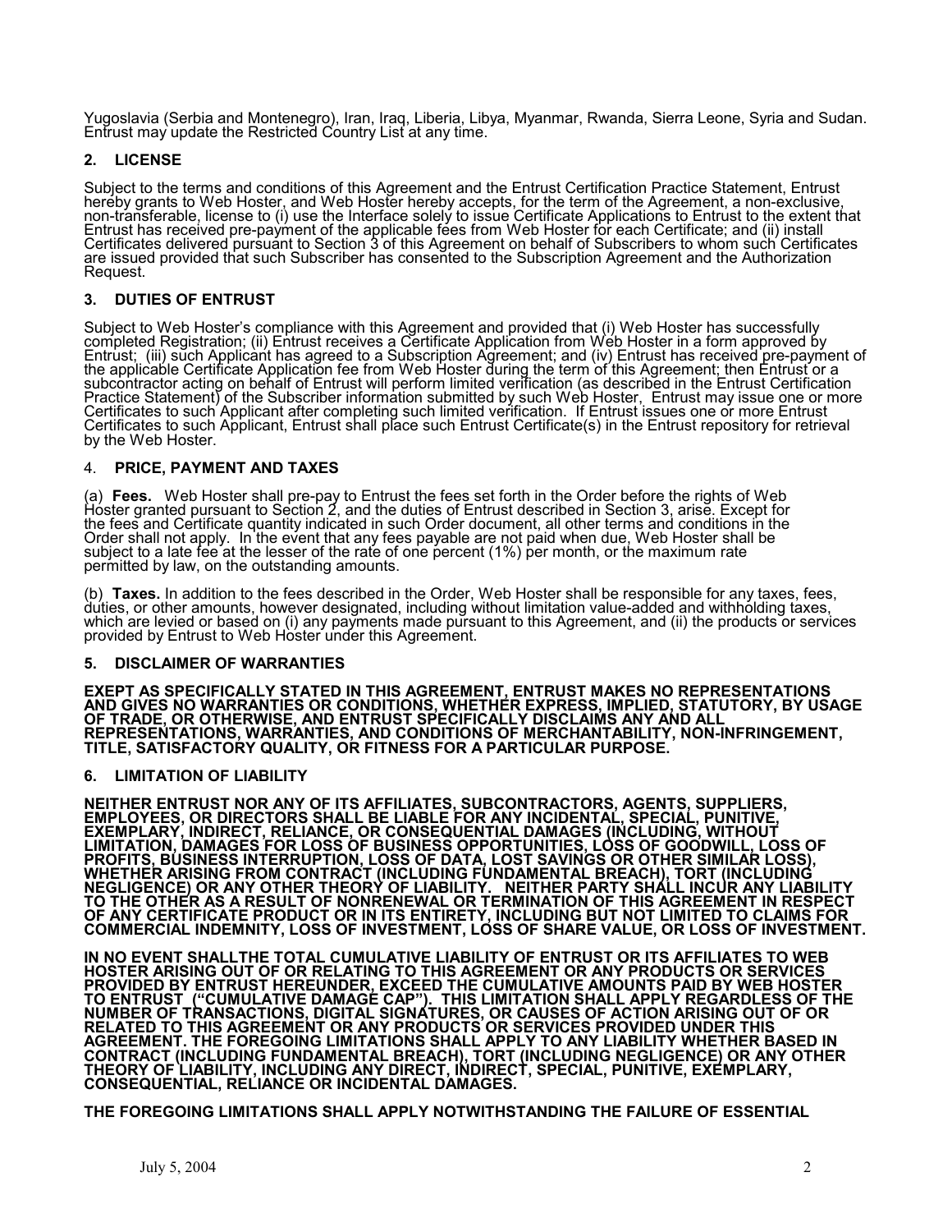Yugoslavia (Serbia and Montenegro), Iran, Iraq, Liberia, Libya, Myanmar, Rwanda, Sierra Leone, Syria and Sudan. Entrust may update the Restricted Country List at any time.

## 2. LICENSE

Subject to the terms and conditions of this Agreement and the Entrust Certification Practice Statement, Entrust hereby grants to Web Hoster, and Web Hoster hereby accepts, for the term of the Agreement, a non-exclusive, non-transferable, license to (i) use the Interface solely to issue Certificate Applications to Entrust to the extent that Entrust has received pre-payment of the applicable fees from Web Hoster for each Certificate; and (ii) install Certificates delivered pursuant to Section 3 of this Agreement on behalf of Subscribers to whom such Certificates are issued provided that such Subscriber has consented to the Subscription Agreement and the Authorization Request.

## 3. DUTIES OF ENTRUST

Subject to Web Hoster's compliance with this Agreement and provided that (i) Web Hoster has successfully completed Registration; (ii) Entrust receives a Certificate Application from Web Hoster in a form approved by Entrust; (iii) such Applicant has agreed to a Subscription Agreement; and (iv) Entrust has received pre-payment of the applicable Certificate Application fee from Web Hoster during the term of this Agreement; then Entrust or a subcontractor acting on behalf of Entrust will perform limited verification (as described in the Entrust Certification Practice Statement) of the Subscriber information submitted by such Web Hoster, Entrust may issue one or more Certificates to such Applicant after completing such limited verification. If Entrust issues one or more Entrust Certificates to such Applicant, Entrust shall place such Entrust Certificate(s) in the Entrust repository for retrieval by the Web Hoster.

## 4. PRICE, PAYMENT AND TAXES

(a) **Fees.** Web Hoster shall pre-pay to Entrust the fees set forth in the Order before the rights of Web Hoster granted pursuant to Section 2, and the duties of Entrust described in Section 3, arise. Except for the fees and Certificate quantity indicated in such Order document, all other terms and conditions in the Order shall not apply. In the event that any fees payable are not paid when due, Web Hoster shall be subject to a late fee at the lesser of the rate of one percent (1%) per month, or the maximum rate permitted by law, on the outstanding amounts.

(b) **Taxes.** In addition to the fees described in the Order, Web Hoster shall be responsible for any taxes, fees, duties, or other amounts, however designated, including without limitation value-added and withholding taxes, which are levied or based on (i) any payments made pursuant to this Agreement, and (ii) the products or services provided by Entrust to Web Hoster under this Agreement.

## 5. DISCLAIMER OF WARRANTIES

**EXEPT AS SPECIFICALLY STATED IN THIS AGREEMENT, ENTRUST MAKES NO REPRESENTATIONS AND GIVES NO WARRANTIES OR CONDITIONS, WHETHER EXPRESS, IMPLIED, STATUTORY, BY USAGE OF TRADE, OR OTHERWISE, AND ENTRUST SPECIFICALLY DISCLAIMS ANY AND ALL REPRESENTATIONS, WARRANTIES, AND CONDITIONS OF MERCHANTABILITY, NON-INFRINGEMENT, TITLE, SATISFACTORY QUALITY, OR FITNESS FOR A PARTICULAR PURPOSE.**

## 6. LIMITATION OF LIABILITY

**NEITHER ENTRUST NOR ANY OF ITS AFFILIATES, SUBCONTRACTORS, AGENTS, SUPPLIERS, EMPLOYEES, OR DIRECTORS SHALL BE LIABLE FOR ANY INCIDENTAL, SPECIAL, PUNITIVE, EXEMPLARY, INDIRECT, RELIANCE, OR CONSEQUENTIAL DAMAGES (INCLUDING, WITHOUT LIMITATION, DAMAGES FOR LOSS OF BUSINESS OPPORTUNITIES, LOSS OF GOODWILL, LOSS OF PROFITS, BUSINESS INTERRUPTION, LOSS OF DATA, LOST SAVINGS OR OTHER SIMILAR LOSS), WHETHER ARISING FROM CONTRACT (INCLUDING FUNDAMENTAL BREACH), TORT (INCLUDING NEGLIGENCE) OR ANY OTHER THEORY OF LIABILITY. NEITHER PARTY SHALL INCUR ANY LIABILITY TO THE OTHER AS A RESULT OF NONRENEWAL OR TERMINATION OF THIS AGREEMENT IN RESPECT OF ANY CERTIFICATE PRODUCT OR IN ITS ENTIRETY, INCLUDING BUT NOT LIMITED TO CLAIMS FOR COMMERCIAL INDEMNITY, LOSS OF INVESTMENT, LOSS OF SHARE VALUE, OR LOSS OF INVESTMENT.**

**IN NO EVENT SHALLTHE TOTAL CUMULATIVE LIABILITY OF ENTRUST OR ITS AFFILIATES TO WEB HOSTER ARISING OUT OF OR RELATING TO THIS AGREEMENT OR ANY PRODUCTS OR SERVICES PROVIDED BY ENTRUST HEREUNDER, EXCEED THE CUMULATIVE AMOUNTS PAID BY WEB HOSTER TO ENTRUST ("CUMULATIVE DAMAGE CAP"). THIS LIMITATION SHALL APPLY REGARDLESS OF THE NUMBER OF TRANSACTIONS, DIGITAL SIGNATURES, OR CAUSES OF ACTION ARISING OUT OF OR RELATED TO THIS AGREEMENT OR ANY PRODUCTS OR SERVICES PROVIDED UNDER THIS AGREEMENT. THE FOREGOING LIMITATIONS SHALL APPLY TO ANY LIABILITY WHETHER BASED IN CONTRACT (INCLUDING FUNDAMENTAL BREACH), TORT (INCLUDING NEGLIGENCE) OR ANY OTHER THEORY OF LIABILITY, INCLUDING ANY DIRECT, INDIRECT, SPECIAL, PUNITIVE, EXEMPLARY, CONSEQUENTIAL, RELIANCE OR INCIDENTAL DAMAGES.**

**THE FOREGOING LIMITATIONS SHALL APPLY NOTWITHSTANDING THE FAILURE OF ESSENTIAL**

July 5, 2004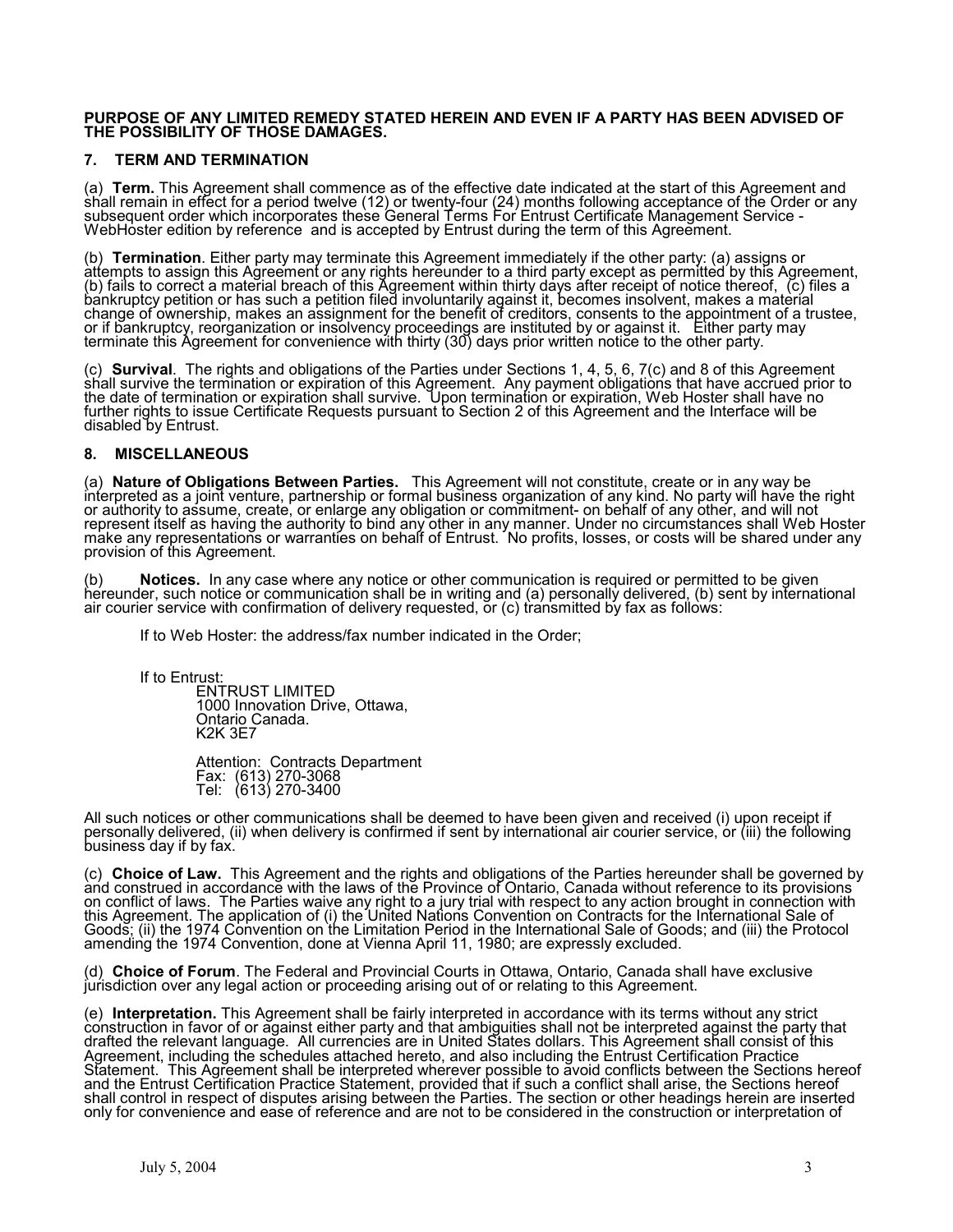**PURPOSE OF ANY LIMITED REMEDY STATED HEREIN AND EVEN IF A PARTY HAS BEEN ADVISED OF THE POSSIBILITY OF THOSE DAMAGES.**

## 7. TERM AND TERMINATION

(a) **Term.** This Agreement shall commence as of the effective date indicated at the start of this Agreement and shall remain in effect for a period twelve (12) or twenty-four (24) months following acceptance of the Order or any subsequent order which incorporates these General Terms For Entrust Certificate Management Service - WebHoster edition by reference and is accepted by Entrust during the term of this Agreement.

(b) **Termination**. Either party may terminate this Agreement immediately if the other party: (a) assigns or attempts to assign this Agreement or any rights hereunder to a third party except as permitted by this Agreement, (b) fails to correct a material breach of this Agreement within thirty days after receipt of notice thereof, (c) files a bankruptcy petition or has such a petition filed involuntarily against it, becomes insolvent, makes a material change of ownership, makes an assignment for the benefit of creditors, consents to the appointment of a trustee, or if bankruptcy, reorganization or insolvency proceedings are instituted by or against it. Either party may terminate this Agreement for convenience with thirty (30) days prior written notice to the other party.

(c) **Survival**. The rights and obligations of the Parties under Sections 1, 4, 5, 6, 7(c) and 8 of this Agreement shall survive the termination or expiration of this Agreement. Any payment obligations that have accrued prior to the date of termination or expiration shall survive. Upon termination or expiration, Web Hoster shall have no further rights to issue Certificate Requests pursuant to Section 2 of this Agreement and the Interface will be disabled by Entrust.

## 8. MISCELLANEOUS

(a) **Nature of Obligations Between Parties.** This Agreement will not constitute, create or in any way be interpreted as a joint venture, partnership or formal business organization of any kind. No party will have the right or authority to assume, create, or enlarge any obligation or commitment- on behalf of any other, and will not represent itself as having the authority to bind any other in any manner. Under no circumstances shall Web Hoster make any representations or warranties on behalf of Entrust. No profits, losses, or costs will be shared under any provision of this Agreement.

(b) **Notices.** In any case where any notice or other communication is required or permitted to be given hereunder, such notice or communication shall be in writing and (a) personally delivered, (b) sent by international air courier service with confirmation of delivery requested, or (c) transmitted by fax as follows:

If to Web Hoster: the address/fax number indicated in the Order;

If to Entrust:

ENTRUST LIMITED
1000 Innovation Drive, Ottawa,
Ontario Canada.
K2K 3E7

Attention: Contracts Department
Fax: (613) 270-3068
Tel: (613) 270-3400

All such notices or other communications shall be deemed to have been given and received (i) upon receipt if personally delivered, (ii) when delivery is confirmed if sent by international air courier service, or (iii) the following business day if by fax.

(c) **Choice of Law.** This Agreement and the rights and obligations of the Parties hereunder shall be governed by and construed in accordance with the laws of the Province of Ontario, Canada without reference to its provisions on conflict of laws. The Parties waive any right to a jury trial with respect to any action brought in connection with this Agreement. The application of (i) the United Nations Convention on Contracts for the International Sale of Goods; (ii) the 1974 Convention on the Limitation Period in the International Sale of Goods; and (iii) the Protocol amending the 1974 Convention, done at Vienna April 11, 1980; are expressly excluded.

(d) **Choice of Forum**. The Federal and Provincial Courts in Ottawa, Ontario, Canada shall have exclusive jurisdiction over any legal action or proceeding arising out of or relating to this Agreement.

(e) **Interpretation.** This Agreement shall be fairly interpreted in accordance with its terms without any strict construction in favor of or against either party and that ambiguities shall not be interpreted against the party that drafted the relevant language. All currencies are in United States dollars. This Agreement shall consist of this Agreement, including the schedules attached hereto, and also including the Entrust Certification Practice Statement. This Agreement shall be interpreted wherever possible to avoid conflicts between the Sections hereof and the Entrust Certification Practice Statement, provided that if such a conflict shall arise, the Sections hereof shall control in respect of disputes arising between the Parties. The section or other headings herein are inserted only for convenience and ease of reference and are not to be considered in the construction or interpretation of

July 5, 2004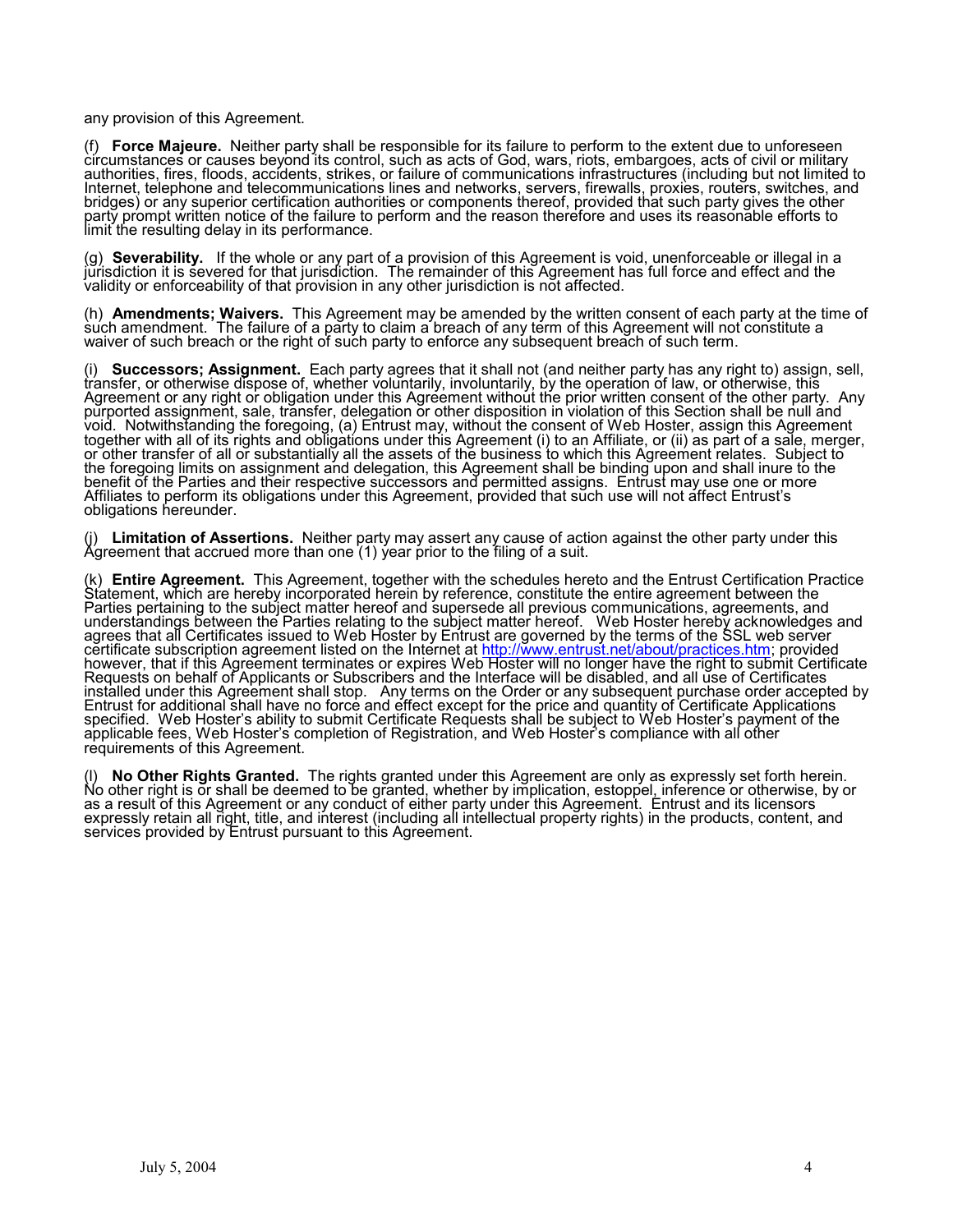any provision of this Agreement.

(f) **Force Majeure.** Neither party shall be responsible for its failure to perform to the extent due to unforeseen circumstances or causes beyond its control, such as acts of God, wars, riots, embargoes, acts of civil or military authorities, fires, floods, accidents, strikes, or failure of communications infrastructures (including but not limited to Internet, telephone and telecommunications lines and networks, servers, firewalls, proxies, routers, switches, and bridges) or any superior certification authorities or components thereof, provided that such party gives the other party prompt written notice of the failure to perform and the reason therefore and uses its reasonable efforts to limit the resulting delay in its performance.

(g) **Severability.** If the whole or any part of a provision of this Agreement is void, unenforceable or illegal in a jurisdiction it is severed for that jurisdiction. The remainder of this Agreement has full force and effect and the validity or enforceability of that provision in any other jurisdiction is not affected.

(h) **Amendments; Waivers.** This Agreement may be amended by the written consent of each party at the time of such amendment. The failure of a party to claim a breach of any term of this Agreement will not constitute a waiver of such breach or the right of such party to enforce any subsequent breach of such term.

(i) **Successors; Assignment.** Each party agrees that it shall not (and neither party has any right to) assign, sell, transfer, or otherwise dispose of, whether voluntarily, involuntarily, by the operation of law, or otherwise, this Agreement or any right or obligation under this Agreement without the prior written consent of the other party. Any purported assignment, sale, transfer, delegation or other disposition in violation of this Section shall be null and void. Notwithstanding the foregoing, (a) Entrust may, without the consent of Web Hoster, assign this Agreement together with all of its rights and obligations under this Agreement (i) to an Affiliate, or (ii) as part of a sale, merger, or other transfer of all or substantially all the assets of the business to which this Agreement relates. Subject to the foregoing limits on assignment and delegation, this Agreement shall be binding upon and shall inure to the benefit of the Parties and their respective successors and permitted assigns. Entrust may use one or more Affiliates to perform its obligations under this Agreement, provided that such use will not affect Entrust's obligations hereunder.

(j) **Limitation of Assertions.** Neither party may assert any cause of action against the other party under this Agreement that accrued more than one (1) year prior to the filing of a suit.

(k) **Entire Agreement.** This Agreement, together with the schedules hereto and the Entrust Certification Practice Statement, which are hereby incorporated herein by reference, constitute the entire agreement between the Parties pertaining to the subject matter hereof and supersede all previous communications, agreements, and understandings between the Parties relating to the subject matter hereof. Web Hoster hereby acknowledges and agrees that all Certificates issued to Web Hoster by Entrust are governed by the terms of the SSL web server certificate subscription agreement listed on the Internet at [http://www.entrust.net/about/practices.htm](http://www.entrust.net/about/practices.htm); provided however, that if this Agreement terminates or expires Web Hoster will no longer have the right to submit Certificate Requests on behalf of Applicants or Subscribers and the Interface will be disabled, and all use of Certificates installed under this Agreement shall stop. Any terms on the Order or any subsequent purchase order accepted by Entrust for additional shall have no force and effect except for the price and quantity of Certificate Applications specified. Web Hoster's ability to submit Certificate Requests shall be subject to Web Hoster's payment of the applicable fees, Web Hoster's completion of Registration, and Web Hoster's compliance with all other requirements of this Agreement.

(l) **No Other Rights Granted.** The rights granted under this Agreement are only as expressly set forth herein. No other right is or shall be deemed to be granted, whether by implication, estoppel, inference or otherwise, by or as a result of this Agreement or any conduct of either party under this Agreement. Entrust and its licensors expressly retain all right, title, and interest (including all intellectual property rights) in the products, content, and services provided by Entrust pursuant to this Agreement.